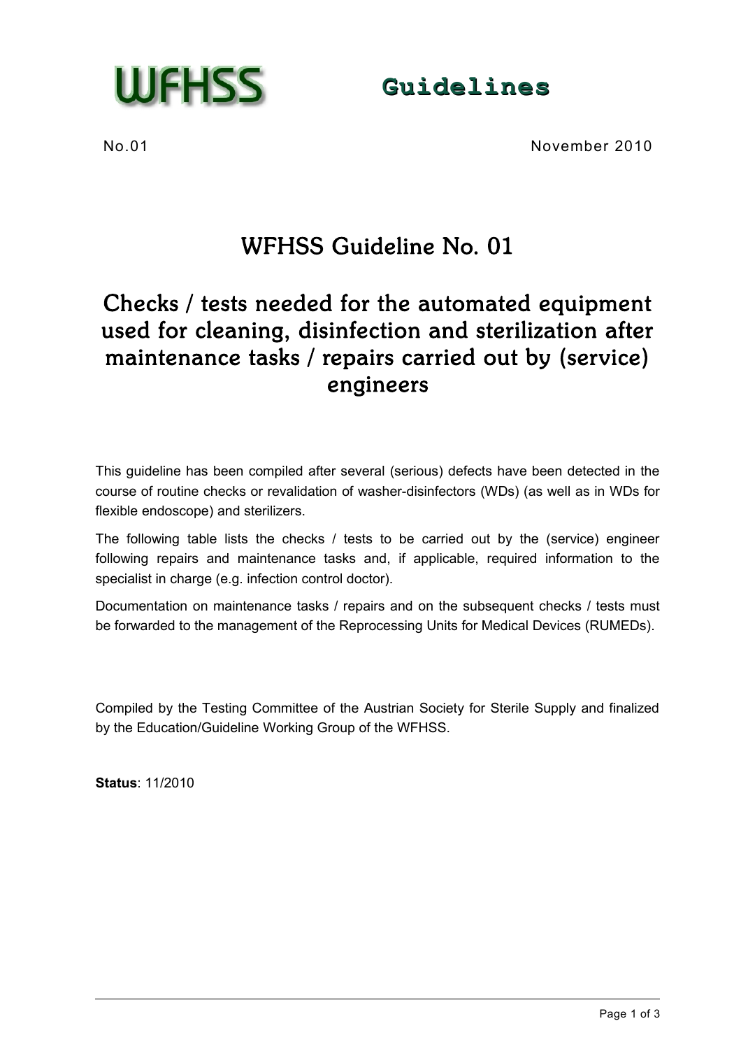**WFHSS** **Guidelines**

No.01 November 2010

# WFHSS Guideline No. 01

## Checks / tests needed for the automated equipment used for cleaning, disinfection and sterilization after maintenance tasks / repairs carried out by (service) engineers

This guideline has been compiled after several (serious) defects have been detected in the course of routine checks or revalidation of washer-disinfectors (WDs) (as well as in WDs for flexible endoscope) and sterilizers.

The following table lists the checks / tests to be carried out by the (service) engineer following repairs and maintenance tasks and, if applicable, required information to the specialist in charge (e.g. infection control doctor).

Documentation on maintenance tasks / repairs and on the subsequent checks / tests must be forwarded to the management of the Reprocessing Units for Medical Devices (RUMEDs).

Compiled by the Testing Committee of the Austrian Society for Sterile Supply and finalized by the Education/Guideline Working Group of the WFHSS.

**Status**: 11/2010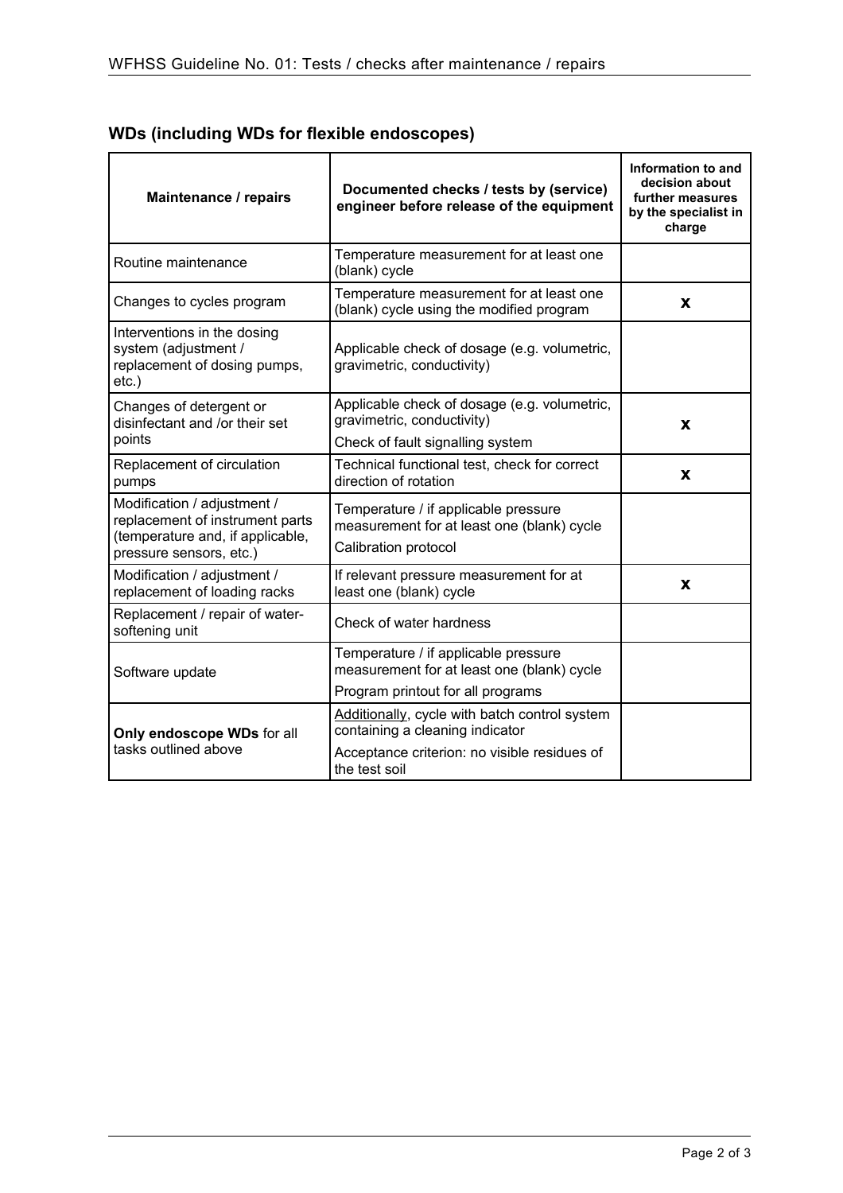## WDs (including WDs for flexible endoscopes)

| Maintenance / repairs | Documented checks / tests by (service) engineer before release of the equipment | Information to and decision about further measures by the specialist in charge |
|---|---|---|
| Routine maintenance | Temperature measurement for at least one (blank) cycle | |
| Changes to cycles program | Temperature measurement for at least one (blank) cycle using the modified program | **x** |
| Interventions in the dosing system (adjustment / replacement of dosing pumps, etc.) | Applicable check of dosage (e.g. volumetric, gravimetric, conductivity) | |
| Changes of detergent or disinfectant and /or their set points | Applicable check of dosage (e.g. volumetric, gravimetric, conductivity)<br>Check of fault signalling system | **x** |
| Replacement of circulation pumps | Technical functional test, check for correct direction of rotation | **x** |
| Modification / adjustment / replacement of instrument parts (temperature and, if applicable, pressure sensors, etc.) | Temperature / if applicable pressure measurement for at least one (blank) cycle<br>Calibration protocol | |
| Modification / adjustment / replacement of loading racks | If relevant pressure measurement for at least one (blank) cycle | **x** |
| Replacement / repair of water-softening unit | Check of water hardness | |
| Software update | Temperature / if applicable pressure measurement for at least one (blank) cycle<br>Program printout for all programs | |
| **Only endoscope WDs** for all tasks outlined above | Additionally, cycle with batch control system containing a cleaning indicator<br>Acceptance criterion: no visible residues of the test soil | |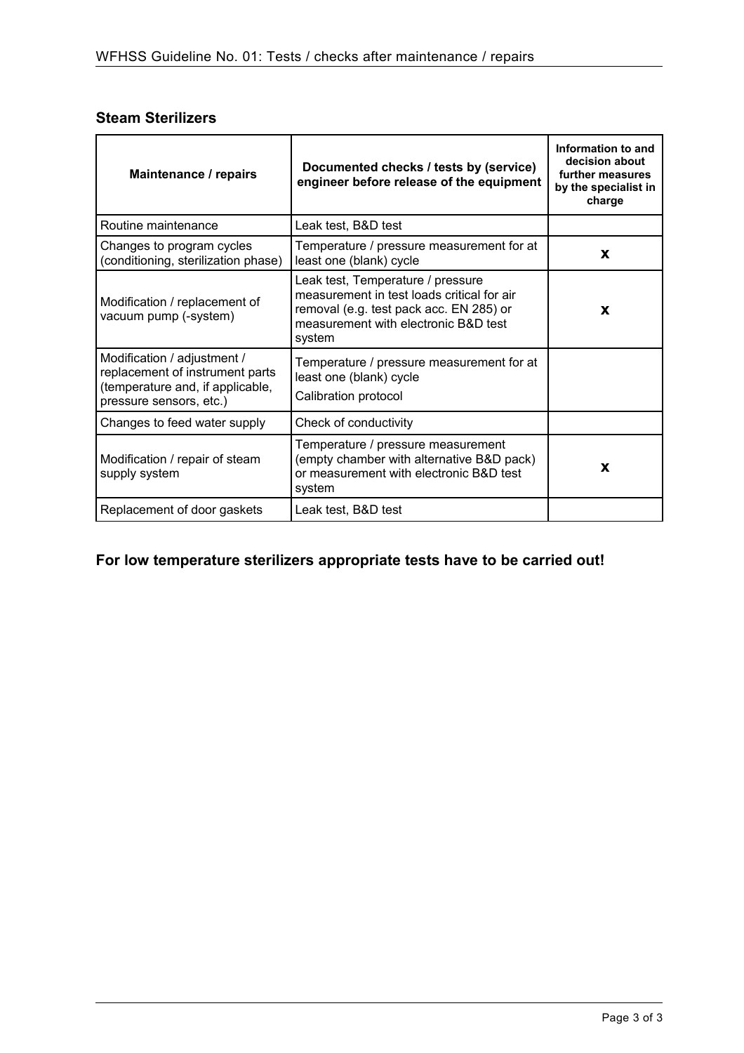## Steam Sterilizers

| Maintenance / repairs | Documented checks / tests by (service) engineer before release of the equipment | Information to and decision about further measures by the specialist in charge |
|---|---|---|
| Routine maintenance | Leak test, B&D test | |
| Changes to program cycles (conditioning, sterilization phase) | Temperature / pressure measurement for at least one (blank) cycle | **x** |
| Modification / replacement of vacuum pump (-system) | Leak test, Temperature / pressure measurement in test loads critical for air removal (e.g. test pack acc. EN 285) or measurement with electronic B&D test system | **x** |
| Modification / adjustment / replacement of instrument parts (temperature and, if applicable, pressure sensors, etc.) | Temperature / pressure measurement for at least one (blank) cycle<br>Calibration protocol | |
| Changes to feed water supply | Check of conductivity | |
| Modification / repair of steam supply system | Temperature / pressure measurement (empty chamber with alternative B&D pack) or measurement with electronic B&D test system | **x** |
| Replacement of door gaskets | Leak test, B&D test | |

**For low temperature sterilizers appropriate tests have to be carried out!**